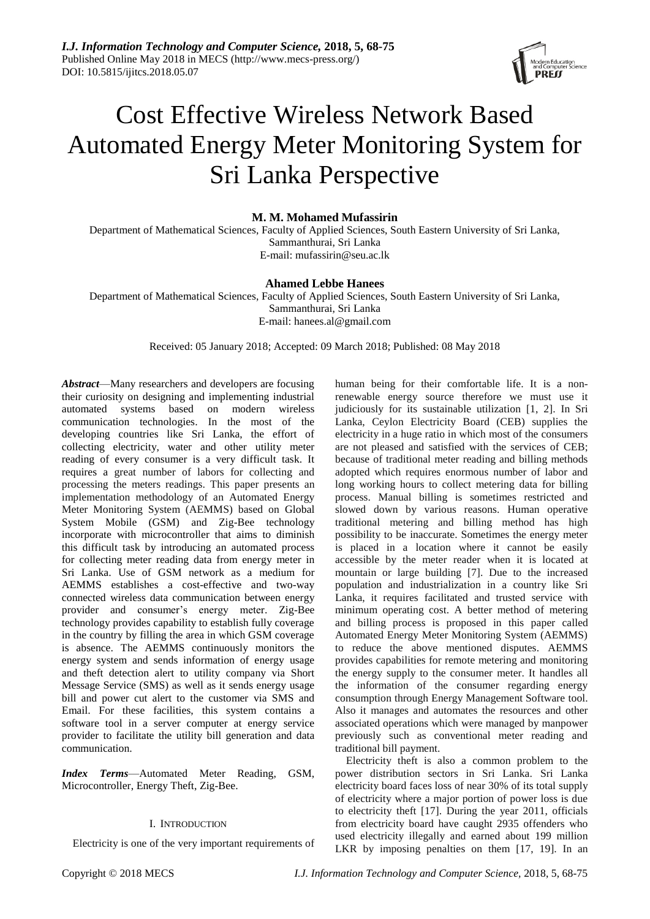# Cost Effective Wireless Network Based Automated Energy Meter Monitoring System for Sri Lanka Perspective

**M. M. Mohamed Mufassirin**

Department of Mathematical Sciences, Faculty of Applied Sciences, South Eastern University of Sri Lanka, Sammanthurai, Sri Lanka
E-mail: mufassirin@seu.ac.lk

**Ahamed Lebbe Hanees**

Department of Mathematical Sciences, Faculty of Applied Sciences, South Eastern University of Sri Lanka, Sammanthurai, Sri Lanka
E-mail: hanees.al@gmail.com

Received: 05 January 2018; Accepted: 09 March 2018; Published: 08 May 2018

***Abstract***—Many researchers and developers are focusing their curiosity on designing and implementing industrial automated systems based on modern wireless communication technologies. In the most of the developing countries like Sri Lanka, the effort of collecting electricity, water and other utility meter reading of every consumer is a very difficult task. It requires a great number of labors for collecting and processing the meters readings. This paper presents an implementation methodology of an Automated Energy Meter Monitoring System (AEMMS) based on Global System Mobile (GSM) and Zig-Bee technology incorporate with microcontroller that aims to diminish this difficult task by introducing an automated process for collecting meter reading data from energy meter in Sri Lanka. Use of GSM network as a medium for AEMMS establishes a cost-effective and two-way connected wireless data communication between energy provider and consumer's energy meter. Zig-Bee technology provides capability to establish fully coverage in the country by filling the area in which GSM coverage is absence. The AEMMS continuously monitors the energy system and sends information of energy usage and theft detection alert to utility company via Short Message Service (SMS) as well as it sends energy usage bill and power cut alert to the customer via SMS and Email. For these facilities, this system contains a software tool in a server computer at energy service provider to facilitate the utility bill generation and data communication.

***Index Terms***—Automated Meter Reading, GSM, Microcontroller, Energy Theft, Zig-Bee.

## I. Introduction

Electricity is one of the very important requirements of human being for their comfortable life. It is a non-renewable energy source therefore we must use it judiciously for its sustainable utilization [1, 2]. In Sri Lanka, Ceylon Electricity Board (CEB) supplies the electricity in a huge ratio in which most of the consumers are not pleased and satisfied with the services of CEB; because of traditional meter reading and billing methods adopted which requires enormous number of labor and long working hours to collect metering data for billing process. Manual billing is sometimes restricted and slowed down by various reasons. Human operative traditional metering and billing method has high possibility to be inaccurate. Sometimes the energy meter is placed in a location where it cannot be easily accessible by the meter reader when it is located at mountain or large building [7]. Due to the increased population and industrialization in a country like Sri Lanka, it requires facilitated and trusted service with minimum operating cost. A better method of metering and billing process is proposed in this paper called Automated Energy Meter Monitoring System (AEMMS) to reduce the above mentioned disputes. AEMMS provides capabilities for remote metering and monitoring the energy supply to the consumer meter. It handles all the information of the consumer regarding energy consumption through Energy Management Software tool. Also it manages and automates the resources and other associated operations which were managed by manpower previously such as conventional meter reading and traditional bill payment.

Electricity theft is also a common problem to the power distribution sectors in Sri Lanka. Sri Lanka electricity board faces loss of near 30% of its total supply of electricity where a major portion of power loss is due to electricity theft [17]. During the year 2011, officials from electricity board have caught 2935 offenders who used electricity illegally and earned about 199 million LKR by imposing penalties on them [17, 19]. In an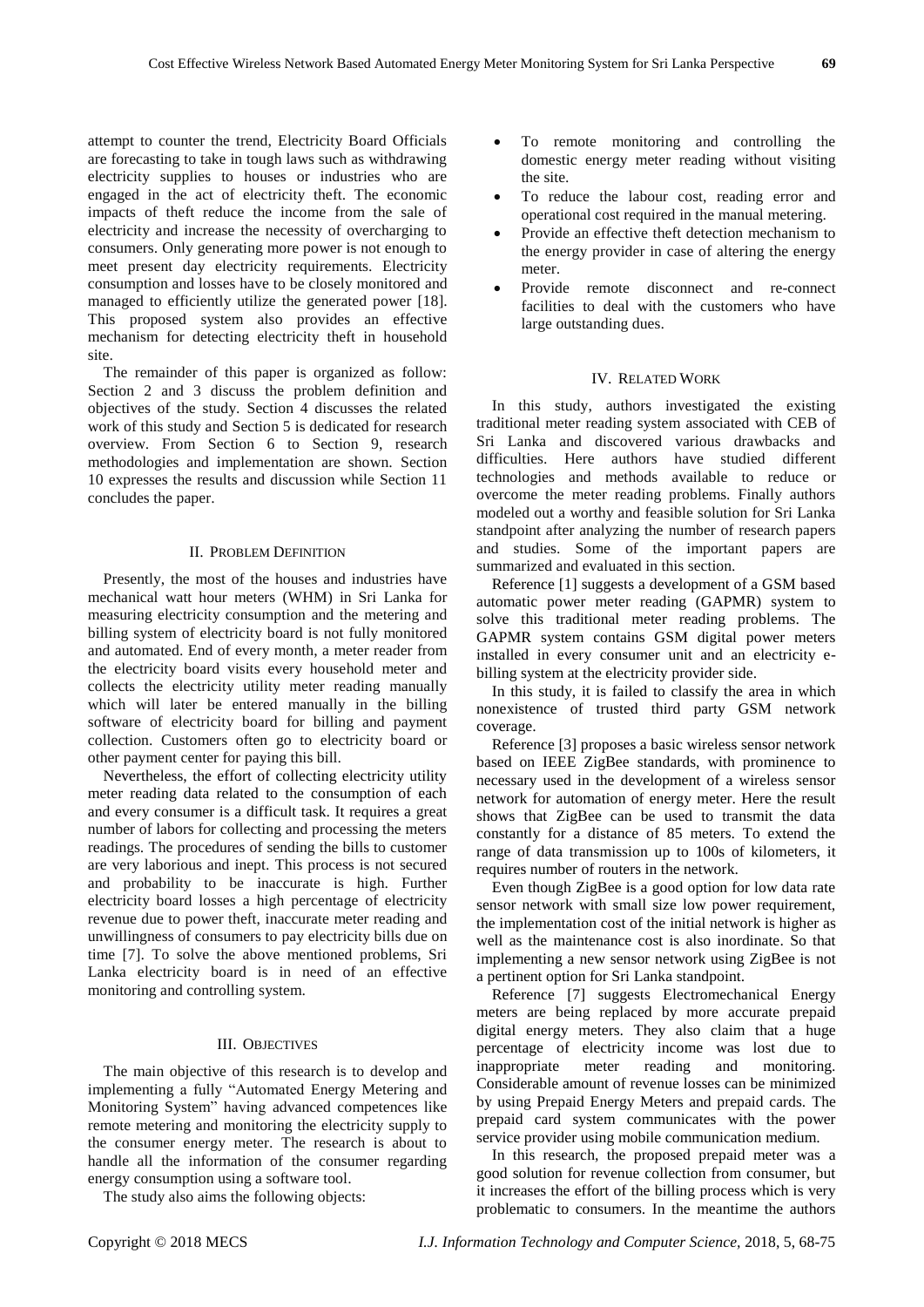attempt to counter the trend, Electricity Board Officials are forecasting to take in tough laws such as withdrawing electricity supplies to houses or industries who are engaged in the act of electricity theft. The economic impacts of theft reduce the income from the sale of electricity and increase the necessity of overcharging to consumers. Only generating more power is not enough to meet present day electricity requirements. Electricity consumption and losses have to be closely monitored and managed to efficiently utilize the generated power [18]. This proposed system also provides an effective mechanism for detecting electricity theft in household site.

The remainder of this paper is organized as follow: Section 2 and 3 discuss the problem definition and objectives of the study. Section 4 discusses the related work of this study and Section 5 is dedicated for research overview. From Section 6 to Section 9, research methodologies and implementation are shown. Section 10 expresses the results and discussion while Section 11 concludes the paper.

## II. Problem Definition

Presently, the most of the houses and industries have mechanical watt hour meters (WHM) in Sri Lanka for measuring electricity consumption and the metering and billing system of electricity board is not fully monitored and automated. End of every month, a meter reader from the electricity board visits every household meter and collects the electricity utility meter reading manually which will later be entered manually in the billing software of electricity board for billing and payment collection. Customers often go to electricity board or other payment center for paying this bill.

Nevertheless, the effort of collecting electricity utility meter reading data related to the consumption of each and every consumer is a difficult task. It requires a great number of labors for collecting and processing the meters readings. The procedures of sending the bills to customer are very laborious and inept. This process is not secured and probability to be inaccurate is high. Further electricity board losses a high percentage of electricity revenue due to power theft, inaccurate meter reading and unwillingness of consumers to pay electricity bills due on time [7]. To solve the above mentioned problems, Sri Lanka electricity board is in need of an effective monitoring and controlling system.

## III. Objectives

The main objective of this research is to develop and implementing a fully "Automated Energy Metering and Monitoring System" having advanced competences like remote metering and monitoring the electricity supply to the consumer energy meter. The research is about to handle all the information of the consumer regarding energy consumption using a software tool.

The study also aims the following objects:

- To remote monitoring and controlling the domestic energy meter reading without visiting the site.
- To reduce the labour cost, reading error and operational cost required in the manual metering.
- Provide an effective theft detection mechanism to the energy provider in case of altering the energy meter.
- Provide remote disconnect and re-connect facilities to deal with the customers who have large outstanding dues.

## IV. Related Work

In this study, authors investigated the existing traditional meter reading system associated with CEB of Sri Lanka and discovered various drawbacks and difficulties. Here authors have studied different technologies and methods available to reduce or overcome the meter reading problems. Finally authors modeled out a worthy and feasible solution for Sri Lanka standpoint after analyzing the number of research papers and studies. Some of the important papers are summarized and evaluated in this section.

Reference [1] suggests a development of a GSM based automatic power meter reading (GAPMR) system to solve this traditional meter reading problems. The GAPMR system contains GSM digital power meters installed in every consumer unit and an electricity e-billing system at the electricity provider side.

In this study, it is failed to classify the area in which nonexistence of trusted third party GSM network coverage.

Reference [3] proposes a basic wireless sensor network based on IEEE ZigBee standards, with prominence to necessary used in the development of a wireless sensor network for automation of energy meter. Here the result shows that ZigBee can be used to transmit the data constantly for a distance of 85 meters. To extend the range of data transmission up to 100s of kilometers, it requires number of routers in the network.

Even though ZigBee is a good option for low data rate sensor network with small size low power requirement, the implementation cost of the initial network is higher as well as the maintenance cost is also inordinate. So that implementing a new sensor network using ZigBee is not a pertinent option for Sri Lanka standpoint.

Reference [7] suggests Electromechanical Energy meters are being replaced by more accurate prepaid digital energy meters. They also claim that a huge percentage of electricity income was lost due to inappropriate meter reading and monitoring. Considerable amount of revenue losses can be minimized by using Prepaid Energy Meters and prepaid cards. The prepaid card system communicates with the power service provider using mobile communication medium.

In this research, the proposed prepaid meter was a good solution for revenue collection from consumer, but it increases the effort of the billing process which is very problematic to consumers. In the meantime the authors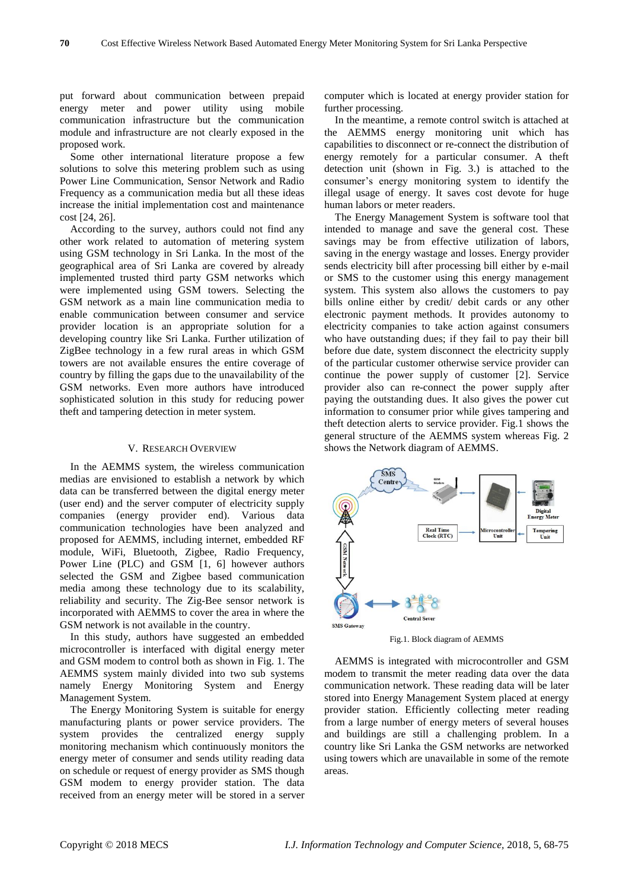put forward about communication between prepaid energy meter and power utility using mobile communication infrastructure but the communication module and infrastructure are not clearly exposed in the proposed work.

Some other international literature propose a few solutions to solve this metering problem such as using Power Line Communication, Sensor Network and Radio Frequency as a communication media but all these ideas increase the initial implementation cost and maintenance cost [24, 26].

According to the survey, authors could not find any other work related to automation of metering system using GSM technology in Sri Lanka. In the most of the geographical area of Sri Lanka are covered by already implemented trusted third party GSM networks which were implemented using GSM towers. Selecting the GSM network as a main line communication media to enable communication between consumer and service provider location is an appropriate solution for a developing country like Sri Lanka. Further utilization of ZigBee technology in a few rural areas in which GSM towers are not available ensures the entire coverage of country by filling the gaps due to the unavailability of the GSM networks. Even more authors have introduced sophisticated solution in this study for reducing power theft and tampering detection in meter system.

## V. Research Overview

In the AEMMS system, the wireless communication medias are envisioned to establish a network by which data can be transferred between the digital energy meter (user end) and the server computer of electricity supply companies (energy provider end). Various data communication technologies have been analyzed and proposed for AEMMS, including internet, embedded RF module, WiFi, Bluetooth, Zigbee, Radio Frequency, Power Line (PLC) and GSM [1, 6] however authors selected the GSM and Zigbee based communication media among these technology due to its scalability, reliability and security. The Zig-Bee sensor network is incorporated with AEMMS to cover the area in where the GSM network is not available in the country.

In this study, authors have suggested an embedded microcontroller is interfaced with digital energy meter and GSM modem to control both as shown in Fig. 1. The AEMMS system mainly divided into two sub systems namely Energy Monitoring System and Energy Management System.

The Energy Monitoring System is suitable for energy manufacturing plants or power service providers. The system provides the centralized energy supply monitoring mechanism which continuously monitors the energy meter of consumer and sends utility reading data on schedule or request of energy provider as SMS though GSM modem to energy provider station. The data received from an energy meter will be stored in a server computer which is located at energy provider station for further processing.

In the meantime, a remote control switch is attached at the AEMMS energy monitoring unit which has capabilities to disconnect or re-connect the distribution of energy remotely for a particular consumer. A theft detection unit (shown in Fig. 3.) is attached to the consumer's energy monitoring system to identify the illegal usage of energy. It saves cost devote for huge human labors or meter readers.

The Energy Management System is software tool that intended to manage and save the general cost. These savings may be from effective utilization of labors, saving in the energy wastage and losses. Energy provider sends electricity bill after processing bill either by e-mail or SMS to the customer using this energy management system. This system also allows the customers to pay bills online either by credit/ debit cards or any other electronic payment methods. It provides autonomy to electricity companies to take action against consumers who have outstanding dues; if they fail to pay their bill before due date, system disconnect the electricity supply of the particular customer otherwise service provider can continue the power supply of customer [2]. Service provider also can re-connect the power supply after paying the outstanding dues. It also gives the power cut information to consumer prior while gives tampering and theft detection alerts to service provider. Fig.1 shows the general structure of the AEMMS system whereas Fig. 2 shows the Network diagram of AEMMS.

Fig.1. Block diagram of AEMMS

AEMMS is integrated with microcontroller and GSM modem to transmit the meter reading data over the data communication network. These reading data will be later stored into Energy Management System placed at energy provider station. Efficiently collecting meter reading from a large number of energy meters of several houses and buildings are still a challenging problem. In a country like Sri Lanka the GSM networks are networked using towers which are unavailable in some of the remote areas.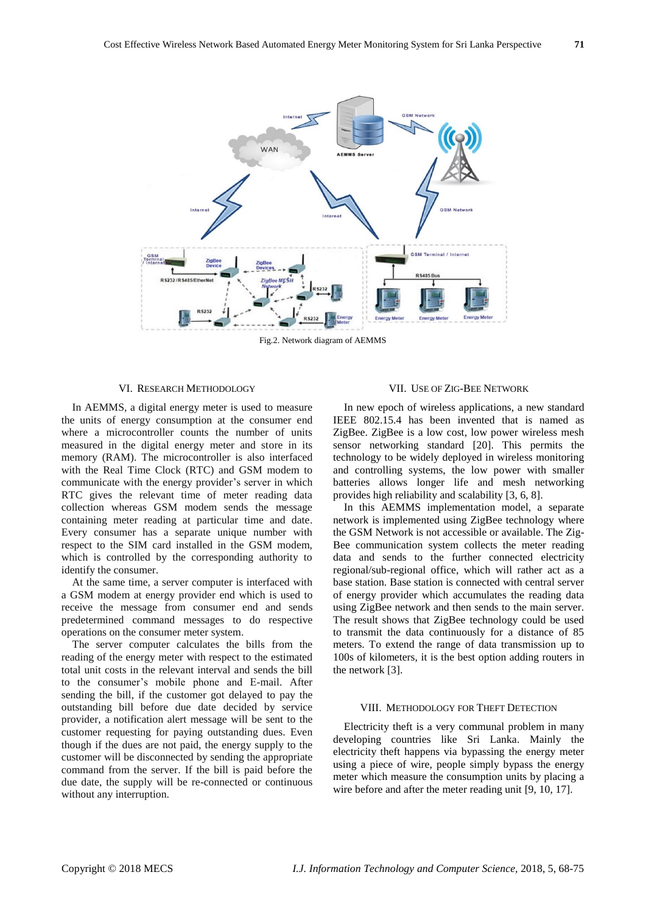Fig.2. Network diagram of AEMMS

## VI. Research Methodology

In AEMMS, a digital energy meter is used to measure the units of energy consumption at the consumer end where a microcontroller counts the number of units measured in the digital energy meter and store in its memory (RAM). The microcontroller is also interfaced with the Real Time Clock (RTC) and GSM modem to communicate with the energy provider's server in which RTC gives the relevant time of meter reading data collection whereas GSM modem sends the message containing meter reading at particular time and date. Every consumer has a separate unique number with respect to the SIM card installed in the GSM modem, which is controlled by the corresponding authority to identify the consumer.

At the same time, a server computer is interfaced with a GSM modem at energy provider end which is used to receive the message from consumer end and sends predetermined command messages to do respective operations on the consumer meter system.

The server computer calculates the bills from the reading of the energy meter with respect to the estimated total unit costs in the relevant interval and sends the bill to the consumer's mobile phone and E-mail. After sending the bill, if the customer got delayed to pay the outstanding bill before due date decided by service provider, a notification alert message will be sent to the customer requesting for paying outstanding dues. Even though if the dues are not paid, the energy supply to the customer will be disconnected by sending the appropriate command from the server. If the bill is paid before the due date, the supply will be re-connected or continuous without any interruption.

## VII. Use of Zig-Bee Network

In new epoch of wireless applications, a new standard IEEE 802.15.4 has been invented that is named as ZigBee. ZigBee is a low cost, low power wireless mesh sensor networking standard [20]. This permits the technology to be widely deployed in wireless monitoring and controlling systems, the low power with smaller batteries allows longer life and mesh networking provides high reliability and scalability [3, 6, 8].

In this AEMMS implementation model, a separate network is implemented using ZigBee technology where the GSM Network is not accessible or available. The Zig-Bee communication system collects the meter reading data and sends to the further connected electricity regional/sub-regional office, which will rather act as a base station. Base station is connected with central server of energy provider which accumulates the reading data using ZigBee network and then sends to the main server. The result shows that ZigBee technology could be used to transmit the data continuously for a distance of 85 meters. To extend the range of data transmission up to 100s of kilometers, it is the best option adding routers in the network [3].

## VIII. Methodology for Theft Detection

Electricity theft is a very communal problem in many developing countries like Sri Lanka. Mainly the electricity theft happens via bypassing the energy meter using a piece of wire, people simply bypass the energy meter which measure the consumption units by placing a wire before and after the meter reading unit [9, 10, 17].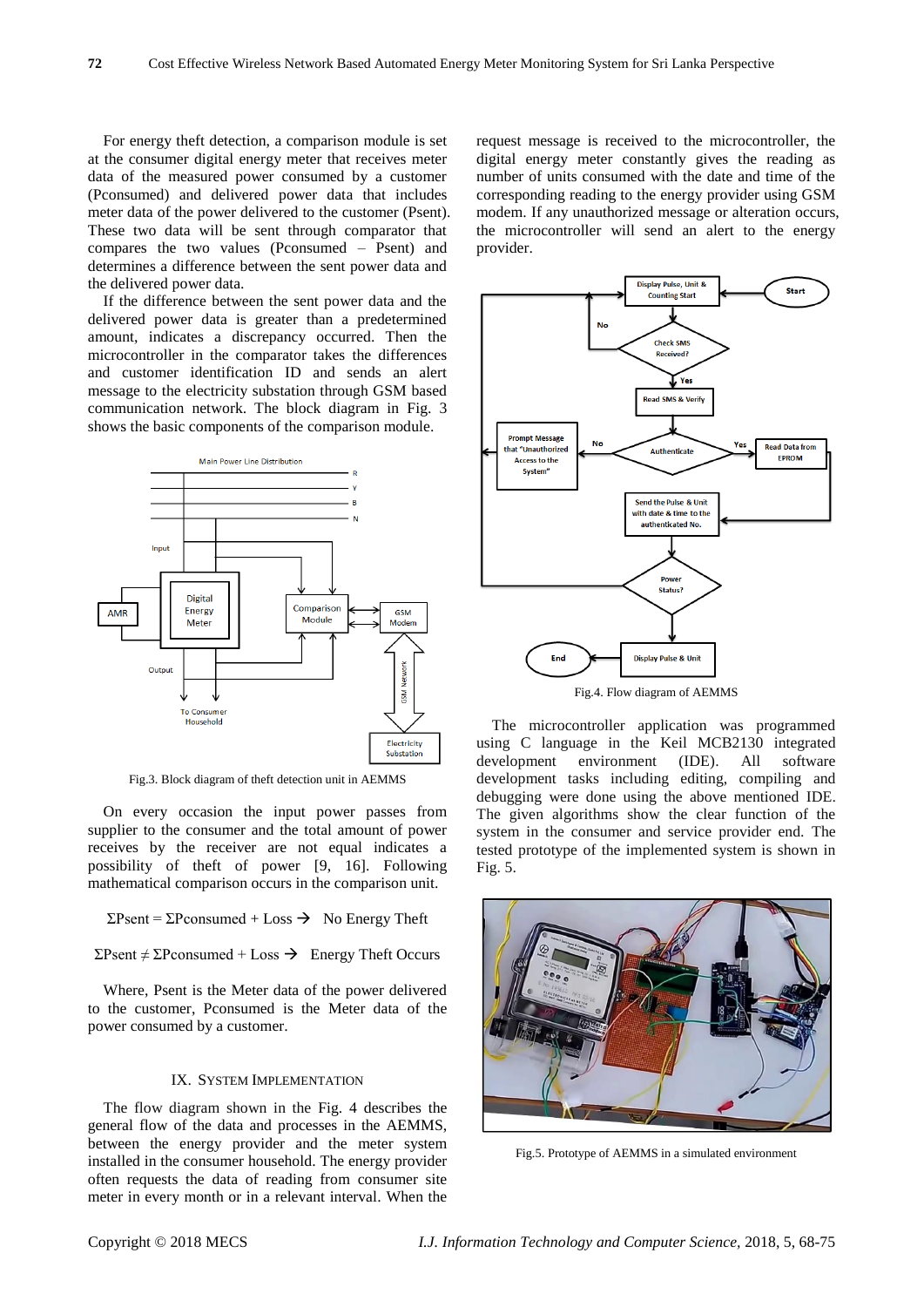For energy theft detection, a comparison module is set at the consumer digital energy meter that receives meter data of the measured power consumed by a customer (Pconsumed) and delivered power data that includes meter data of the power delivered to the customer (Psent). These two data will be sent through comparator that compares the two values (Pconsumed – Psent) and determines a difference between the sent power data and the delivered power data.

If the difference between the sent power data and the delivered power data is greater than a predetermined amount, indicates a discrepancy occurred. Then the microcontroller in the comparator takes the differences and customer identification ID and sends an alert message to the electricity substation through GSM based communication network. The block diagram in Fig. 3 shows the basic components of the comparison module.

Fig.3. Block diagram of theft detection unit in AEMMS

On every occasion the input power passes from supplier to the consumer and the total amount of power receives by the receiver are not equal indicates a possibility of theft of power [9, 16]. Following mathematical comparison occurs in the comparison unit.

$$\Sigma Psent = \Sigma Pconsumed + Loss \rightarrow \text{ No Energy Theft}$$

$$\Sigma Psent \neq \Sigma Pconsumed + Loss \rightarrow \text{ Energy Theft Occurs}$$

Where, Psent is the Meter data of the power delivered to the customer, Pconsumed is the Meter data of the power consumed by a customer.

## IX. System Implementation

The flow diagram shown in the Fig. 4 describes the general flow of the data and processes in the AEMMS, between the energy provider and the meter system installed in the consumer household. The energy provider often requests the data of reading from consumer site meter in every month or in a relevant interval. When the request message is received to the microcontroller, the digital energy meter constantly gives the reading as number of units consumed with the date and time of the corresponding reading to the energy provider using GSM modem. If any unauthorized message or alteration occurs, the microcontroller will send an alert to the energy provider.

Fig.4. Flow diagram of AEMMS

The microcontroller application was programmed using C language in the Keil MCB2130 integrated development environment (IDE). All software development tasks including editing, compiling and debugging were done using the above mentioned IDE. The given algorithms show the clear function of the system in the consumer and service provider end. The tested prototype of the implemented system is shown in Fig. 5.

Fig.5. Prototype of AEMMS in a simulated environment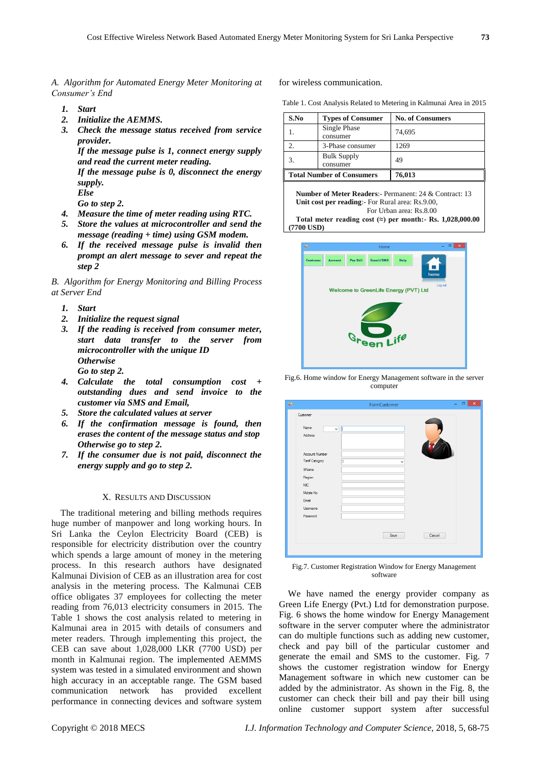### A. Algorithm for Automated Energy Meter Monitoring at Consumer's End

1. ***Start***
2. ***Initialize the AEMMS.***
3. ***Check the message status received from service provider.***
   ***If the message pulse is 1, connect energy supply and read the current meter reading.***
   ***If the message pulse is 0, disconnect the energy supply.***
   ***Else***
   ***Go to step 2.***
4. ***Measure the time of meter reading using RTC.***
5. ***Store the values at microcontroller and send the message (reading + time) using GSM modem.***
6. ***If the received message pulse is invalid then prompt an alert message to sever and repeat the step 2***

### B. Algorithm for Energy Monitoring and Billing Process at Server End

1. ***Start***
2. ***Initialize the request signal***
3. ***If the reading is received from consumer meter, start data transfer to the server from microcontroller with the unique ID***
   ***Otherwise***
   ***Go to step 2.***
4. ***Calculate the total consumption cost + outstanding dues and send invoice to the customer via SMS and Email,***
5. ***Store the calculated values at server***
6. ***If the confirmation message is found, then erases the content of the message status and stop***
   ***Otherwise go to step 2.***
7. ***If the consumer due is not paid, disconnect the energy supply and go to step 2.***

## X. Results and Discussion

The traditional metering and billing methods requires huge number of manpower and long working hours. In Sri Lanka the Ceylon Electricity Board (CEB) is responsible for electricity distribution over the country which spends a large amount of money in the metering process. In this research authors have designated Kalmunai Division of CEB as an illustration area for cost analysis in the metering process. The Kalmunai CEB office obligates 37 employees for collecting the meter reading from 76,013 electricity consumers in 2015. The Table 1 shows the cost analysis related to metering in Kalmunai area in 2015 with details of consumers and meter readers. Through implementing this project, the CEB can save about 1,028,000 LKR (7700 USD) per month in Kalmunai region. The implemented AEMMS system was tested in a simulated environment and shown high accuracy in an acceptable range. The GSM based communication network has provided excellent performance in connecting devices and software system for wireless communication.

Table 1. Cost Analysis Related to Metering in Kalmunai Area in 2015

| S.No | Types of Consumer | No. of Consumers |
|---|---|---|
| 1. | Single Phase consumer | 74,695 |
| 2. | 3-Phase consumer | 1269 |
| 3. | Bulk Supply consumer | 49 |
| **Total Number of Consumers** | | **76,013** |

**Number of Meter Readers**:- Permanent: 24 & Contract: 13
**Unit cost per reading**:- For Rural area: Rs.9.00,
For Urban area: Rs.8.00
**Total meter reading cost (≈) per month:- Rs. 1,028,000.00 (7700 USD)**

Fig.6. Home window for Energy Management software in the server computer

Fig.7. Customer Registration Window for Energy Management software

We have named the energy provider company as Green Life Energy (Pvt.) Ltd for demonstration purpose. Fig. 6 shows the home window for Energy Management software in the server computer where the administrator can do multiple functions such as adding new customer, check and pay bill of the particular customer and generate the email and SMS to the customer. Fig. 7 shows the customer registration window for Energy Management software in which new customer can be added by the administrator. As shown in the Fig. 8, the customer can check their bill and pay their bill using online customer support system after successful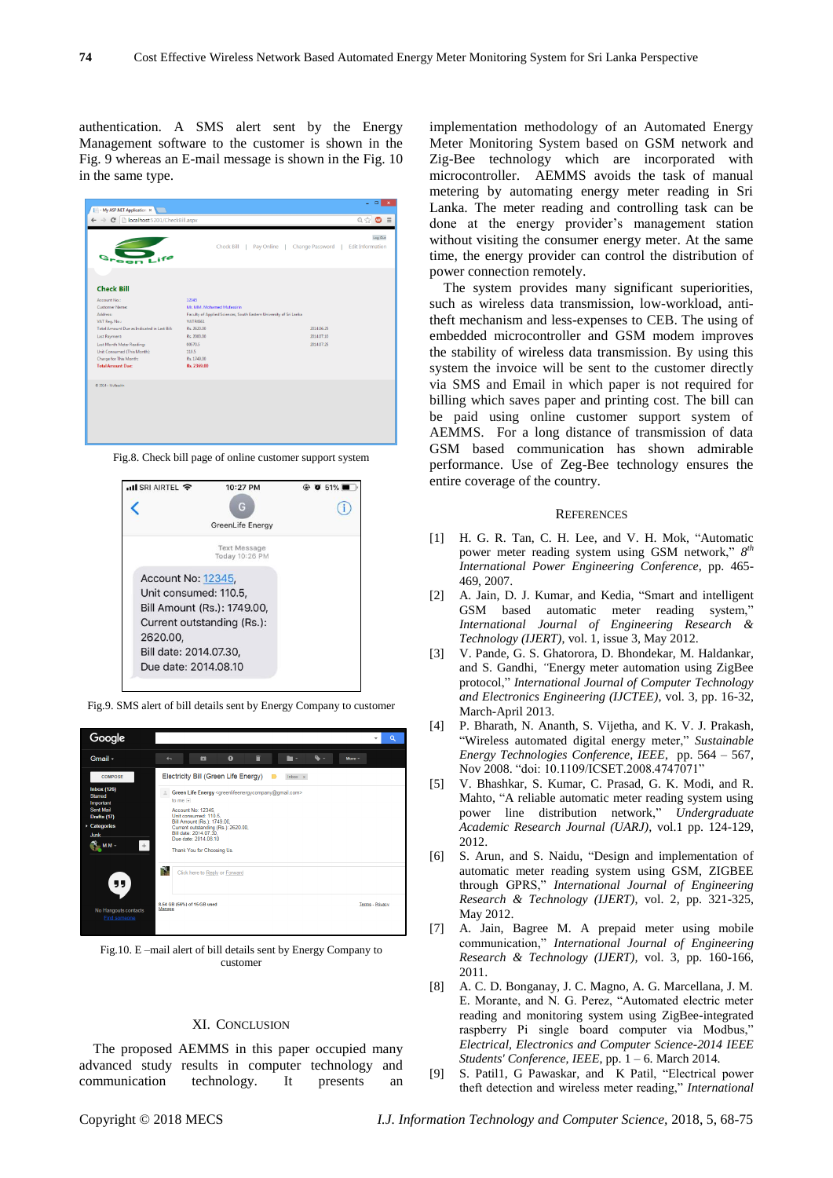authentication. A SMS alert sent by the Energy Management software to the customer is shown in the Fig. 9 whereas an E-mail message is shown in the Fig. 10 in the same type.

Fig.8. Check bill page of online customer support system

Fig.9. SMS alert of bill details sent by Energy Company to customer

Fig.10. E –mail alert of bill details sent by Energy Company to customer

## XI. Conclusion

The proposed AEMMS in this paper occupied many advanced study results in computer technology and communication technology. It presents an implementation methodology of an Automated Energy Meter Monitoring System based on GSM network and Zig-Bee technology which are incorporated with microcontroller. AEMMS avoids the task of manual metering by automating energy meter reading in Sri Lanka. The meter reading and controlling task can be done at the energy provider's management station without visiting the consumer energy meter. At the same time, the energy provider can control the distribution of power connection remotely.

The system provides many significant superiorities, such as wireless data transmission, low-workload, anti-theft mechanism and less-expenses to CEB. The using of embedded microcontroller and GSM modem improves the stability of wireless data transmission. By using this system the invoice will be sent to the customer directly via SMS and Email in which paper is not required for billing which saves paper and printing cost. The bill can be paid using online customer support system of AEMMS. For a long distance of transmission of data GSM based communication has shown admirable performance. Use of Zeg-Bee technology ensures the entire coverage of the country.

## References

[1] H. G. R. Tan, C. H. Lee, and V. H. Mok, "Automatic power meter reading system using GSM network," *8th International Power Engineering Conference*, pp. 465-469, 2007.

[2] A. Jain, D. J. Kumar, and Kedia, "Smart and intelligent GSM based automatic meter reading system," *International Journal of Engineering Research & Technology (IJERT)*, vol. 1, issue 3, May 2012.

[3] V. Pande, G. S. Ghatorora, D. Bhondekar, M. Haldankar, and S. Gandhi, "Energy meter automation using ZigBee protocol," *International Journal of Computer Technology and Electronics Engineering (IJCTEE)*, vol. 3, pp. 16-32, March-April 2013.

[4] P. Bharath, N. Ananth, S. Vijetha, and K. V. J. Prakash, "Wireless automated digital energy meter," *Sustainable Energy Technologies Conference, IEEE*, pp. 564 – 567, Nov 2008. "doi: 10.1109/ICSET.2008.4747071"

[5] V. Bhashkar, S. Kumar, C. Prasad, G. K. Modi, and R. Mahto, "A reliable automatic meter reading system using power line distribution network," *Undergraduate Academic Research Journal (UARJ)*, vol.1 pp. 124-129, 2012.

[6] S. Arun, and S. Naidu, "Design and implementation of automatic meter reading system using GSM, ZIGBEE through GPRS," *International Journal of Engineering Research & Technology (IJERT)*, vol. 2, pp. 321-325, May 2012.

[7] A. Jain, Bagree M. A prepaid meter using mobile communication," *International Journal of Engineering Research & Technology (IJERT)*, vol. 3, pp. 160-166, 2011.

[8] A. C. D. Bonganay, J. C. Magno, A. G. Marcellana, J. M. E. Morante, and N. G. Perez, "Automated electric meter reading and monitoring system using ZigBee-integrated raspberry Pi single board computer via Modbus," *Electrical, Electronics and Computer Science-2014 IEEE Students' Conference, IEEE*, pp. 1 – 6. March 2014.

[9] S. Patil1, G Pawaskar, and K Patil, "Electrical power theft detection and wireless meter reading," *International*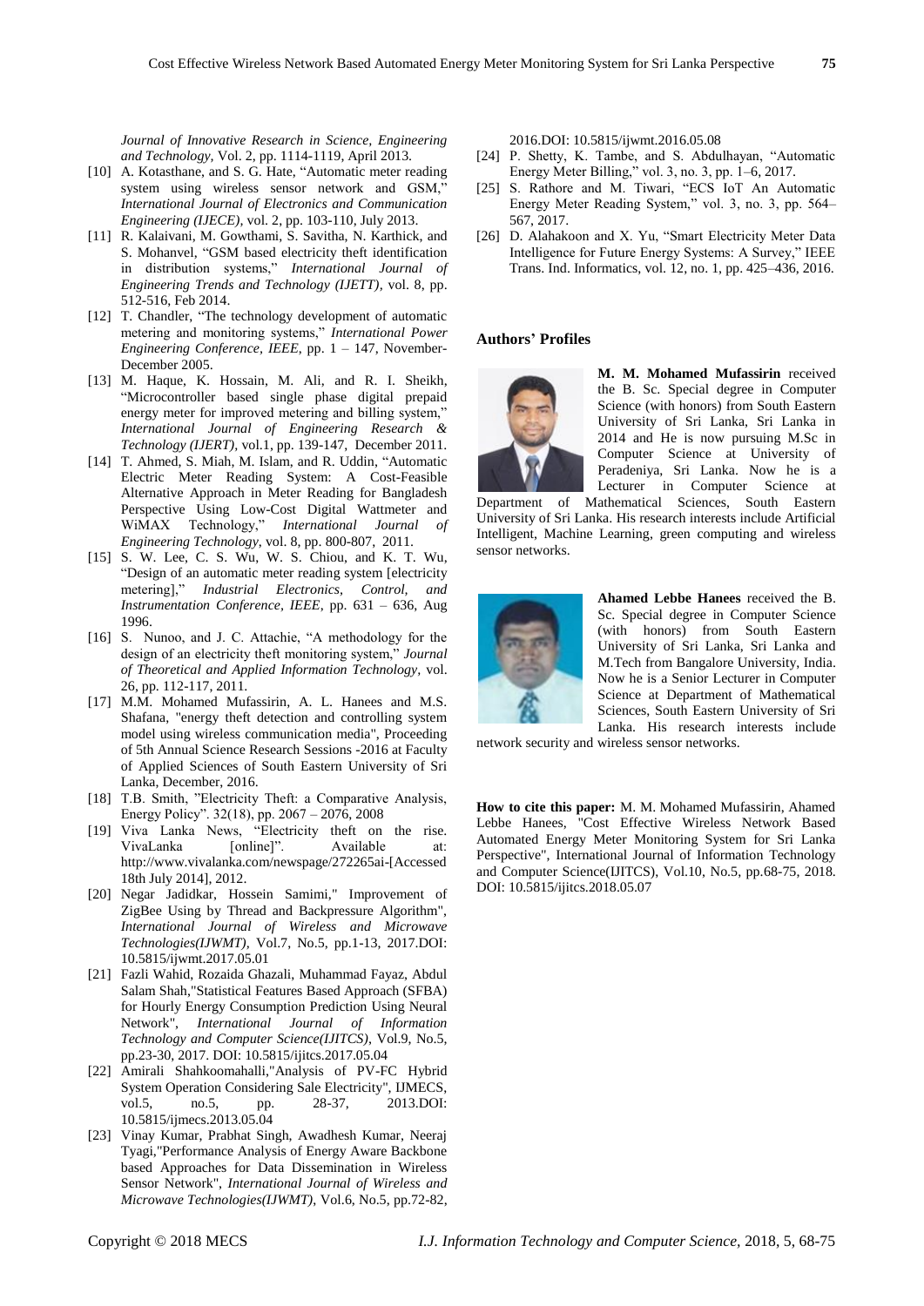*Journal of Innovative Research in Science, Engineering and Technology,* Vol. 2, pp. 1114-1119, April 2013.

[10] A. Kotasthane, and S. G. Hate, "Automatic meter reading system using wireless sensor network and GSM," *International Journal of Electronics and Communication Engineering (IJECE),* vol. 2, pp. 103-110, July 2013.

[11] R. Kalaivani, M. Gowthami, S. Savitha, N. Karthick, and S. Mohanvel, "GSM based electricity theft identification in distribution systems," *International Journal of Engineering Trends and Technology (IJETT),* vol. 8, pp. 512-516, Feb 2014.

[12] T. Chandler, "The technology development of automatic metering and monitoring systems," *International Power Engineering Conference, IEEE,* pp. 1 – 147, November-December 2005.

[13] M. Haque, K. Hossain, M. Ali, and R. I. Sheikh, "Microcontroller based single phase digital prepaid energy meter for improved metering and billing system," *International Journal of Engineering Research & Technology (IJERT),* vol.1, pp. 139-147, December 2011.

[14] T. Ahmed, S. Miah, M. Islam, and R. Uddin, "Automatic Electric Meter Reading System: A Cost-Feasible Alternative Approach in Meter Reading for Bangladesh Perspective Using Low-Cost Digital Wattmeter and WiMAX Technology," *International Journal of Engineering Technology,* vol. 8, pp. 800-807, 2011.

[15] S. W. Lee, C. S. Wu, W. S. Chiou, and K. T. Wu, "Design of an automatic meter reading system [electricity metering]," *Industrial Electronics, Control, and Instrumentation Conference, IEEE,* pp. 631 – 636, Aug 1996.

[16] S. Nunoo, and J. C. Attachie, "A methodology for the design of an electricity theft monitoring system," *Journal of Theoretical and Applied Information Technology,* vol. 26, pp. 112-117, 2011.

[17] M.M. Mohamed Mufassirin, A. L. Hanees and M.S. Shafana, "energy theft detection and controlling system model using wireless communication media", Proceeding of 5th Annual Science Research Sessions -2016 at Faculty of Applied Sciences of South Eastern University of Sri Lanka, December, 2016.

[18] T.B. Smith, "Electricity Theft: a Comparative Analysis, Energy Policy". 32(18), pp. 2067 – 2076, 2008

[19] Viva Lanka News, "Electricity theft on the rise. VivaLanka [online]". Available at: http://www.vivalanka.com/newspage/272265ai-[Accessed 18th July 2014], 2012.

[20] Negar Jadidkar, Hossein Samimi," Improvement of ZigBee Using by Thread and Backpressure Algorithm", *International Journal of Wireless and Microwave Technologies(IJWMT),* Vol.7, No.5, pp.1-13, 2017.DOI: 10.5815/ijwmt.2017.05.01

[21] Fazli Wahid, Rozaida Ghazali, Muhammad Fayaz, Abdul Salam Shah,"Statistical Features Based Approach (SFBA) for Hourly Energy Consumption Prediction Using Neural Network", *International Journal of Information Technology and Computer Science(IJITCS),* Vol.9, No.5, pp.23-30, 2017. DOI: 10.5815/ijitcs.2017.05.04

[22] Amirali Shahkoomahalli,"Analysis of PV-FC Hybrid System Operation Considering Sale Electricity", IJMECS, vol.5, no.5, pp. 28-37, 2013.DOI: 10.5815/ijmecs.2013.05.04

[23] Vinay Kumar, Prabhat Singh, Awadhesh Kumar, Neeraj Tyagi,"Performance Analysis of Energy Aware Backbone based Approaches for Data Dissemination in Wireless Sensor Network", *International Journal of Wireless and Microwave Technologies(IJWMT),* Vol.6, No.5, pp.72-82, 2016.DOI: 10.5815/ijwmt.2016.05.08

[24] P. Shetty, K. Tambe, and S. Abdulhayan, "Automatic Energy Meter Billing," vol. 3, no. 3, pp. 1–6, 2017.

[25] S. Rathore and M. Tiwari, "ECS IoT An Automatic Energy Meter Reading System," vol. 3, no. 3, pp. 564–567, 2017.

[26] D. Alahakoon and X. Yu, "Smart Electricity Meter Data Intelligence for Future Energy Systems: A Survey," IEEE Trans. Ind. Informatics, vol. 12, no. 1, pp. 425–436, 2016.

## Authors' Profiles

**M. M. Mohamed Mufassirin** received the B. Sc. Special degree in Computer Science (with honors) from South Eastern University of Sri Lanka, Sri Lanka in 2014 and He is now pursuing M.Sc in Computer Science at University of Peradeniya, Sri Lanka. Now he is a Lecturer in Computer Science at Department of Mathematical Sciences, South Eastern University of Sri Lanka. His research interests include Artificial Intelligent, Machine Learning, green computing and wireless sensor networks.

**Ahamed Lebbe Hanees** received the B. Sc. Special degree in Computer Science (with honors) from South Eastern University of Sri Lanka, Sri Lanka and M.Tech from Bangalore University, India. Now he is a Senior Lecturer in Computer Science at Department of Mathematical Sciences, South Eastern University of Sri Lanka. His research interests include network security and wireless sensor networks.

**How to cite this paper:** M. M. Mohamed Mufassirin, Ahamed Lebbe Hanees, "Cost Effective Wireless Network Based Automated Energy Meter Monitoring System for Sri Lanka Perspective", International Journal of Information Technology and Computer Science(IJITCS), Vol.10, No.5, pp.68-75, 2018. DOI: 10.5815/ijitcs.2018.05.07